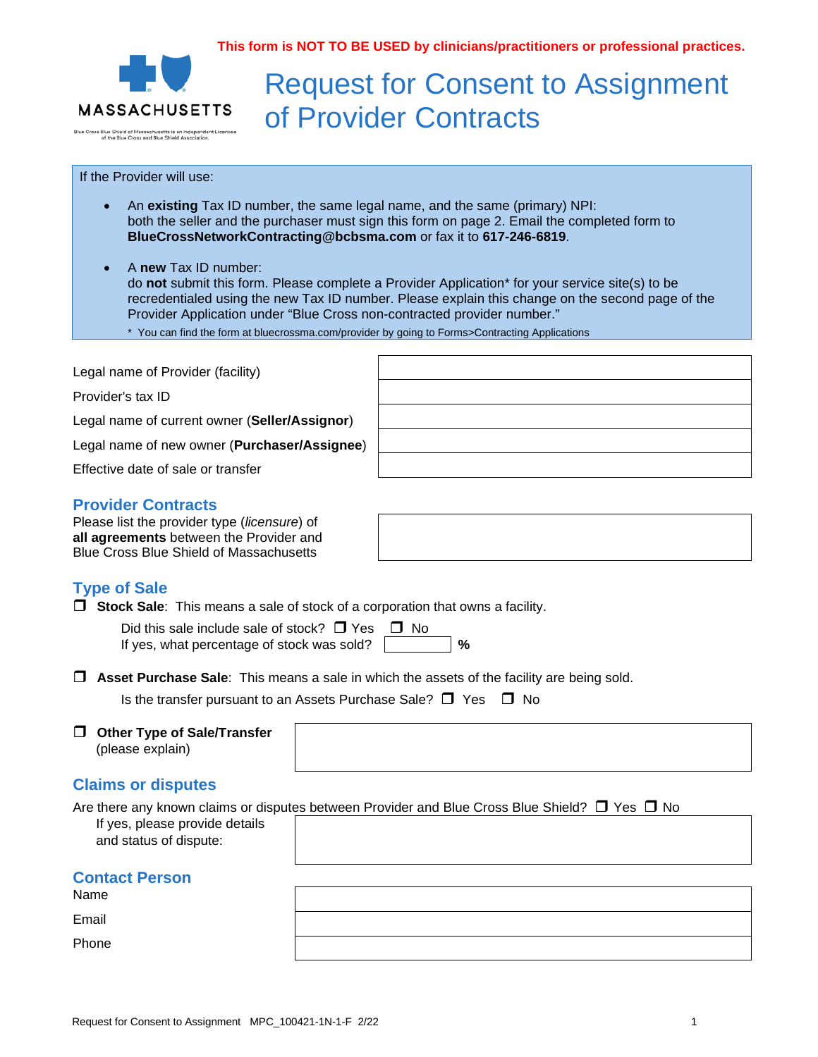**This form is NOT TO BE USED by clinicians/practitioners or professional practices.**

MASSACHUSETTS

Blue Cross Blue Shield of Massachusetts is an Independent Licensee of the Blue Cross and Blue Shield Association.

# Request for Consent to Assignment of Provider Contracts

If the Provider will use:

- An **existing** Tax ID number, the same legal name, and the same (primary) NPI: both the seller and the purchaser must sign this form on page 2. Email the completed form to **BlueCrossNetworkContracting@bcbsma.com** or fax it to **617-246-6819**.
- A **new** Tax ID number: do **not** submit this form. Please complete a Provider Application* for your service site(s) to be recredentialed using the new Tax ID number. Please explain this change on the second page of the Provider Application under "Blue Cross non-contracted provider number."

  \* You can find the form at bluecrossma.com/provider by going to Forms>Contracting Applications

| | |
|---|---|
| Legal name of Provider (facility) | |
| Provider's tax ID | |
| Legal name of current owner (**Seller/Assignor**) | |
| Legal name of new owner (**Purchaser/Assignee**) | |
| Effective date of sale or transfer | |

## Provider Contracts

Please list the provider type (*licensure*) of **all agreements** between the Provider and Blue Cross Blue Shield of Massachusetts

## Type of Sale

☐ **Stock Sale**: This means a sale of stock of a corporation that owns a facility.

Did this sale include sale of stock? ☐ Yes ☐ No

If yes, what percentage of stock was sold? ______ **%**

☐ **Asset Purchase Sale**: This means a sale in which the assets of the facility are being sold.

Is the transfer pursuant to an Assets Purchase Sale? ☐ Yes ☐ No

☐ **Other Type of Sale/Transfer** (please explain)

## Claims or disputes

Are there any known claims or disputes between Provider and Blue Cross Blue Shield? ☐ Yes ☐ No

If yes, please provide details and status of dispute:

## Contact Person

| | |
|---|---|
| Name | |
| Email | |
| Phone | |

Request for Consent to Assignment MPC_100421-1N-1-F 2/22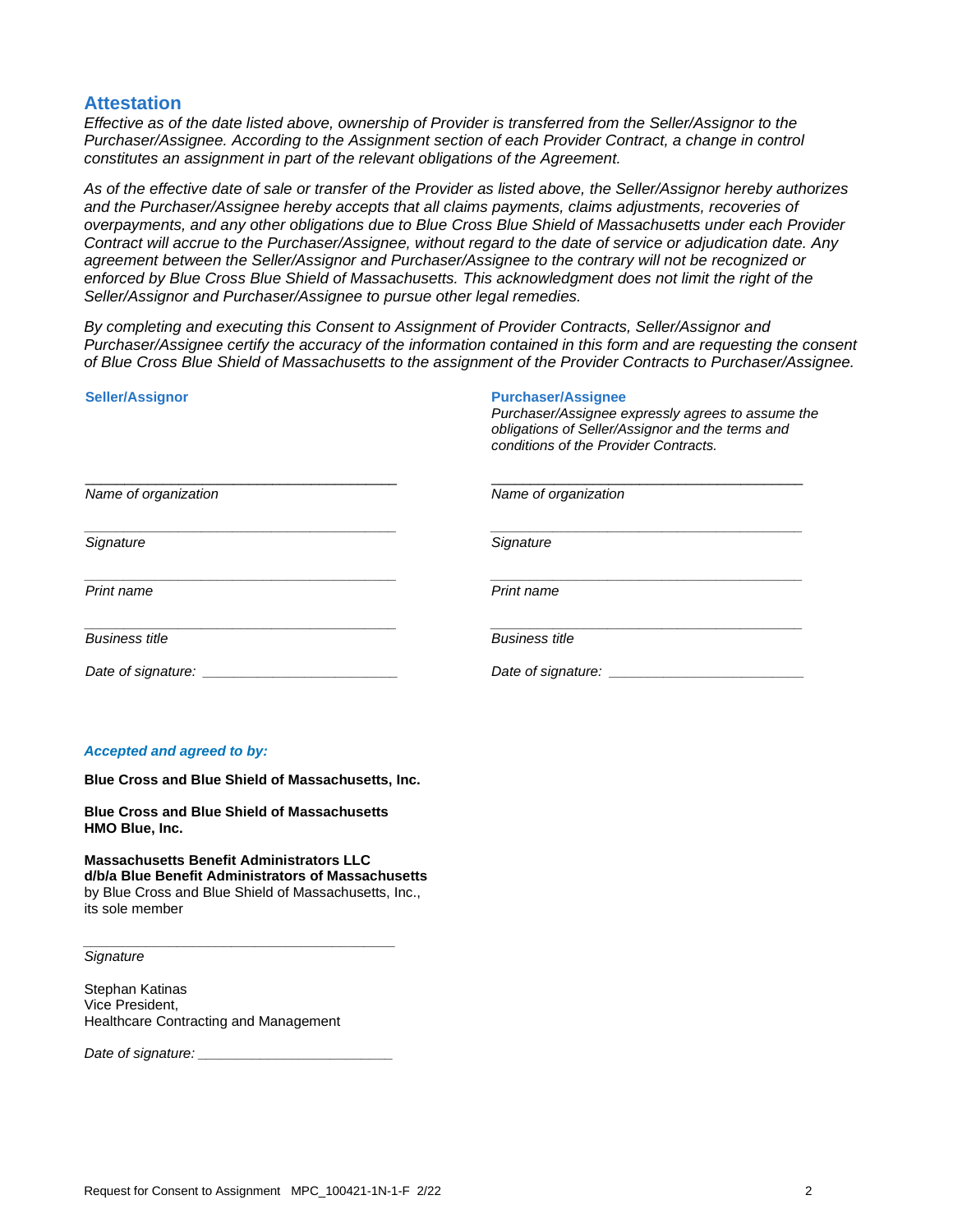## Attestation

*Effective as of the date listed above, ownership of Provider is transferred from the Seller/Assignor to the Purchaser/Assignee. According to the Assignment section of each Provider Contract, a change in control constitutes an assignment in part of the relevant obligations of the Agreement.*

*As of the effective date of sale or transfer of the Provider as listed above, the Seller/Assignor hereby authorizes and the Purchaser/Assignee hereby accepts that all claims payments, claims adjustments, recoveries of overpayments, and any other obligations due to Blue Cross Blue Shield of Massachusetts under each Provider Contract will accrue to the Purchaser/Assignee, without regard to the date of service or adjudication date. Any agreement between the Seller/Assignor and Purchaser/Assignee to the contrary will not be recognized or enforced by Blue Cross Blue Shield of Massachusetts. This acknowledgment does not limit the right of the Seller/Assignor and Purchaser/Assignee to pursue other legal remedies.*

*By completing and executing this Consent to Assignment of Provider Contracts, Seller/Assignor and Purchaser/Assignee certify the accuracy of the information contained in this form and are requesting the consent of Blue Cross Blue Shield of Massachusetts to the assignment of the Provider Contracts to Purchaser/Assignee.*

**Seller/Assignor**

_______________________________________
*Name of organization*

_______________________________________
*Signature*

_______________________________________
*Print name*

_______________________________________
*Business title*

*Date of signature:* _________________________

**Purchaser/Assignee**

*Purchaser/Assignee expressly agrees to assume the obligations of Seller/Assignor and the terms and conditions of the Provider Contracts.*

_______________________________________
*Name of organization*

_______________________________________
*Signature*

_______________________________________
*Print name*

_______________________________________
*Business title*

*Date of signature:* _________________________

***Accepted and agreed to by:***

**Blue Cross and Blue Shield of Massachusetts, Inc.**

**Blue Cross and Blue Shield of Massachusetts HMO Blue, Inc.**

**Massachusetts Benefit Administrators LLC d/b/a Blue Benefit Administrators of Massachusetts**
by Blue Cross and Blue Shield of Massachusetts, Inc., its sole member

_______________________________________
*Signature*

Stephan Katinas
Vice President,
Healthcare Contracting and Management

*Date of signature:* _________________________

Request for Consent to Assignment MPC_100421-1N-1-F 2/22